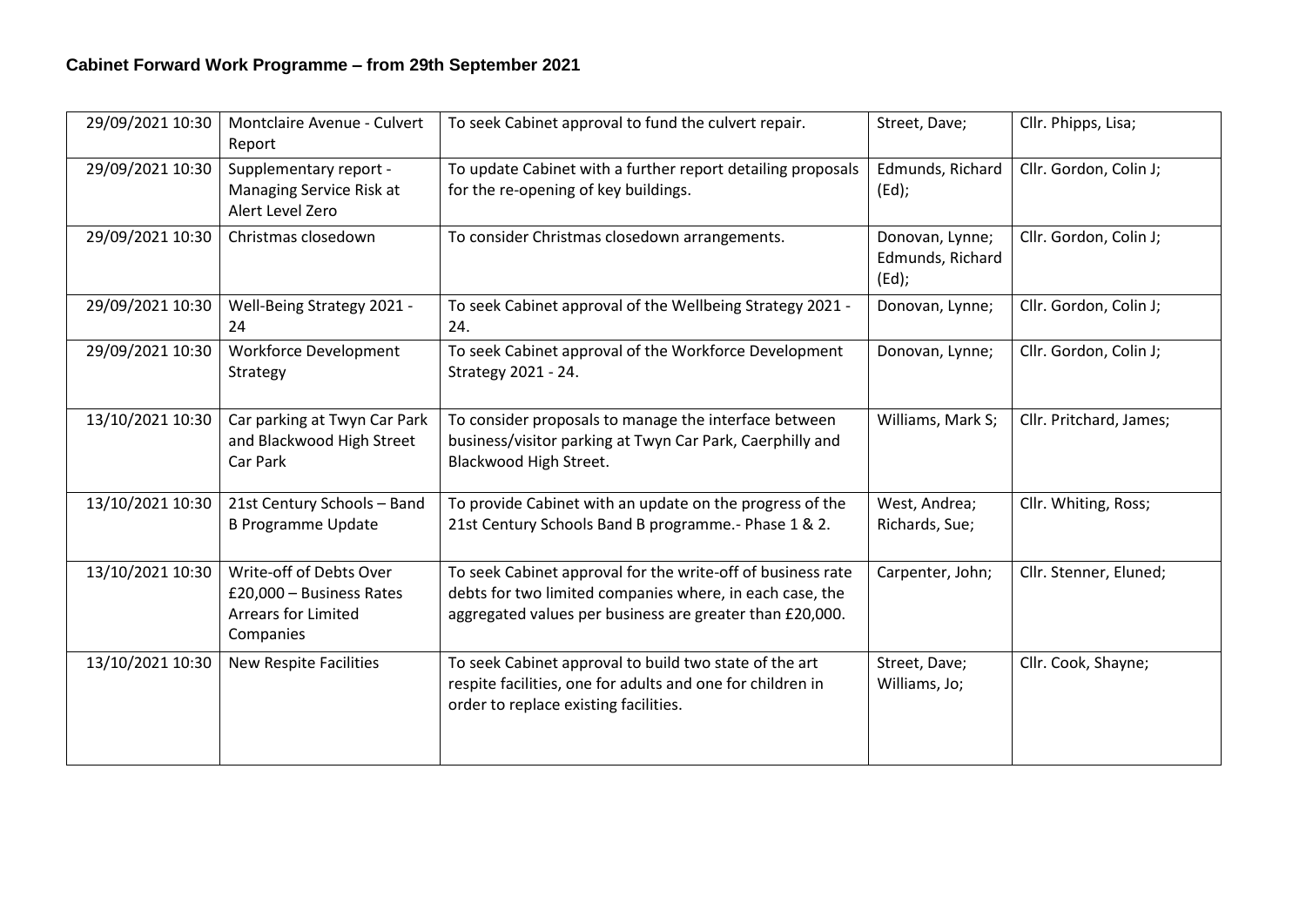## Cabinet Forward Work Programme – from 29th September 2021

| | | | | |
|---|---|---|---|---|
| 29/09/2021 10:30 | Montclaire Avenue - Culvert Report | To seek Cabinet approval to fund the culvert repair. | Street, Dave; | Cllr. Phipps, Lisa; |
| 29/09/2021 10:30 | Supplementary report - Managing Service Risk at Alert Level Zero | To update Cabinet with a further report detailing proposals for the re-opening of key buildings. | Edmunds, Richard (Ed); | Cllr. Gordon, Colin J; |
| 29/09/2021 10:30 | Christmas closedown | To consider Christmas closedown arrangements. | Donovan, Lynne; Edmunds, Richard (Ed); | Cllr. Gordon, Colin J; |
| 29/09/2021 10:30 | Well-Being Strategy 2021 - 24 | To seek Cabinet approval of the Wellbeing Strategy 2021 - 24. | Donovan, Lynne; | Cllr. Gordon, Colin J; |
| 29/09/2021 10:30 | Workforce Development Strategy | To seek Cabinet approval of the Workforce Development Strategy 2021 - 24. | Donovan, Lynne; | Cllr. Gordon, Colin J; |
| 13/10/2021 10:30 | Car parking at Twyn Car Park and Blackwood High Street Car Park | To consider proposals to manage the interface between business/visitor parking at Twyn Car Park, Caerphilly and Blackwood High Street. | Williams, Mark S; | Cllr. Pritchard, James; |
| 13/10/2021 10:30 | 21st Century Schools – Band B Programme Update | To provide Cabinet with an update on the progress of the 21st Century Schools Band B programme.- Phase 1 & 2. | West, Andrea; Richards, Sue; | Cllr. Whiting, Ross; |
| 13/10/2021 10:30 | Write-off of Debts Over £20,000 – Business Rates Arrears for Limited Companies | To seek Cabinet approval for the write-off of business rate debts for two limited companies where, in each case, the aggregated values per business are greater than £20,000. | Carpenter, John; | Cllr. Stenner, Eluned; |
| 13/10/2021 10:30 | New Respite Facilities | To seek Cabinet approval to build two state of the art respite facilities, one for adults and one for children in order to replace existing facilities. | Street, Dave; Williams, Jo; | Cllr. Cook, Shayne; |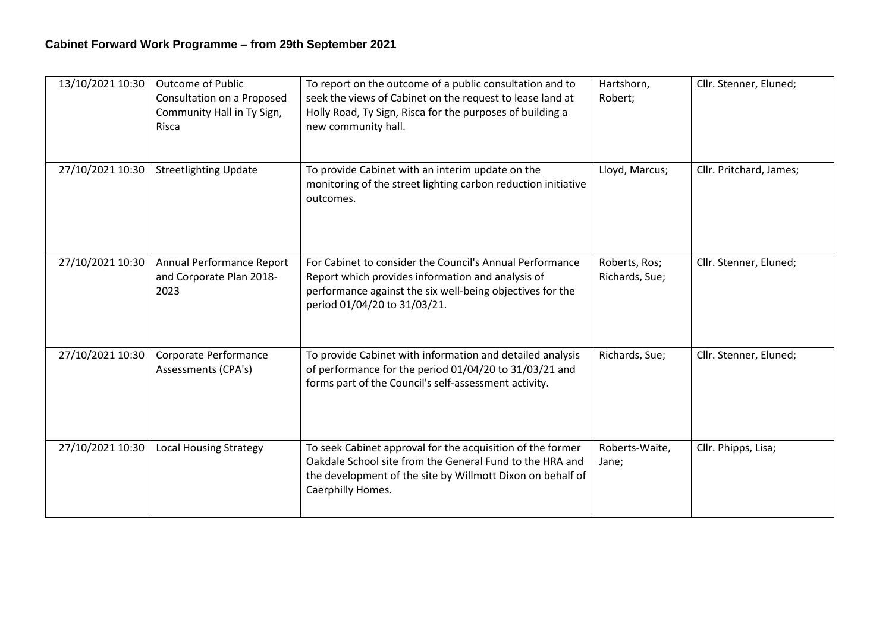## Cabinet Forward Work Programme – from 29th September 2021

| | | | | |
|---|---|---|---|---|
| 13/10/2021 10:30 | Outcome of Public Consultation on a Proposed Community Hall in Ty Sign, Risca | To report on the outcome of a public consultation and to seek the views of Cabinet on the request to lease land at Holly Road, Ty Sign, Risca for the purposes of building a new community hall. | Hartshorn, Robert; | Cllr. Stenner, Eluned; |
| 27/10/2021 10:30 | Streetlighting Update | To provide Cabinet with an interim update on the monitoring of the street lighting carbon reduction initiative outcomes. | Lloyd, Marcus; | Cllr. Pritchard, James; |
| 27/10/2021 10:30 | Annual Performance Report and Corporate Plan 2018-2023 | For Cabinet to consider the Council's Annual Performance Report which provides information and analysis of performance against the six well-being objectives for the period 01/04/20 to 31/03/21. | Roberts, Ros; Richards, Sue; | Cllr. Stenner, Eluned; |
| 27/10/2021 10:30 | Corporate Performance Assessments (CPA's) | To provide Cabinet with information and detailed analysis of performance for the period 01/04/20 to 31/03/21 and forms part of the Council's self-assessment activity. | Richards, Sue; | Cllr. Stenner, Eluned; |
| 27/10/2021 10:30 | Local Housing Strategy | To seek Cabinet approval for the acquisition of the former Oakdale School site from the General Fund to the HRA and the development of the site by Willmott Dixon on behalf of Caerphilly Homes. | Roberts-Waite, Jane; | Cllr. Phipps, Lisa; |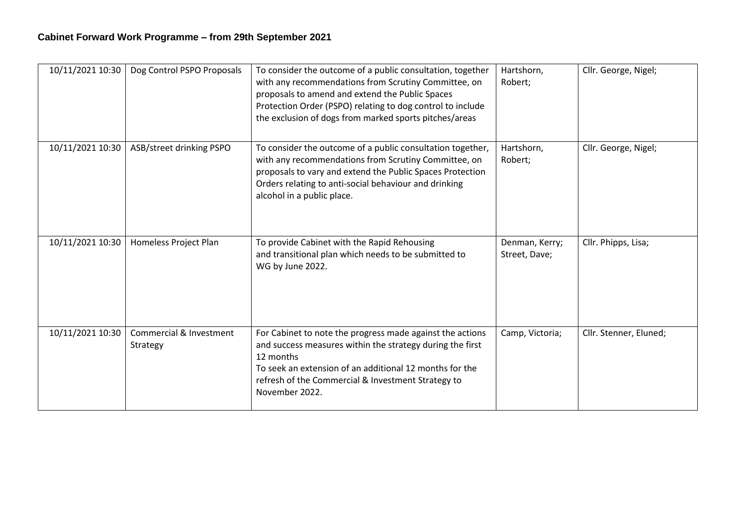## Cabinet Forward Work Programme – from 29th September 2021

| | | | | |
|---|---|---|---|---|
| 10/11/2021 10:30 | Dog Control PSPO Proposals | To consider the outcome of a public consultation, together with any recommendations from Scrutiny Committee, on proposals to amend and extend the Public Spaces Protection Order (PSPO) relating to dog control to include the exclusion of dogs from marked sports pitches/areas | Hartshorn, Robert; | Cllr. George, Nigel; |
| 10/11/2021 10:30 | ASB/street drinking PSPO | To consider the outcome of a public consultation together, with any recommendations from Scrutiny Committee, on proposals to vary and extend the Public Spaces Protection Orders relating to anti-social behaviour and drinking alcohol in a public place. | Hartshorn, Robert; | Cllr. George, Nigel; |
| 10/11/2021 10:30 | Homeless Project Plan | To provide Cabinet with the Rapid Rehousing and transitional plan which needs to be submitted to WG by June 2022. | Denman, Kerry; Street, Dave; | Cllr. Phipps, Lisa; |
| 10/11/2021 10:30 | Commercial & Investment Strategy | For Cabinet to note the progress made against the actions and success measures within the strategy during the first 12 months<br>To seek an extension of an additional 12 months for the refresh of the Commercial & Investment Strategy to November 2022. | Camp, Victoria; | Cllr. Stenner, Eluned; |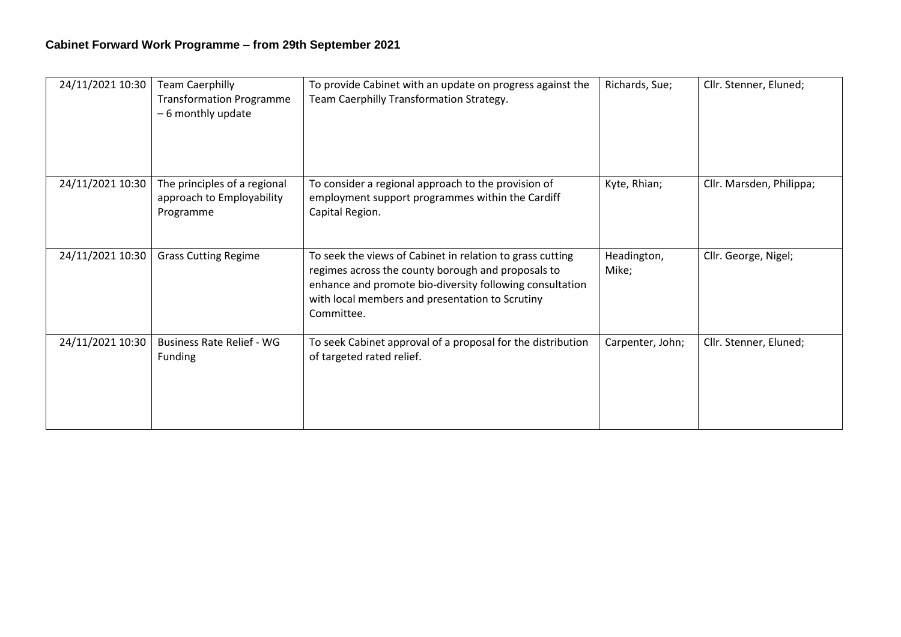## Cabinet Forward Work Programme – from 29th September 2021

| | | | | |
|---|---|---|---|---|
| 24/11/2021 10:30 | Team Caerphilly Transformation Programme – 6 monthly update | To provide Cabinet with an update on progress against the Team Caerphilly Transformation Strategy. | Richards, Sue; | Cllr. Stenner, Eluned; |
| 24/11/2021 10:30 | The principles of a regional approach to Employability Programme | To consider a regional approach to the provision of employment support programmes within the Cardiff Capital Region. | Kyte, Rhian; | Cllr. Marsden, Philippa; |
| 24/11/2021 10:30 | Grass Cutting Regime | To seek the views of Cabinet in relation to grass cutting regimes across the county borough and proposals to enhance and promote bio-diversity following consultation with local members and presentation to Scrutiny Committee. | Headington, Mike; | Cllr. George, Nigel; |
| 24/11/2021 10:30 | Business Rate Relief - WG Funding | To seek Cabinet approval of a proposal for the distribution of targeted rated relief. | Carpenter, John; | Cllr. Stenner, Eluned; |